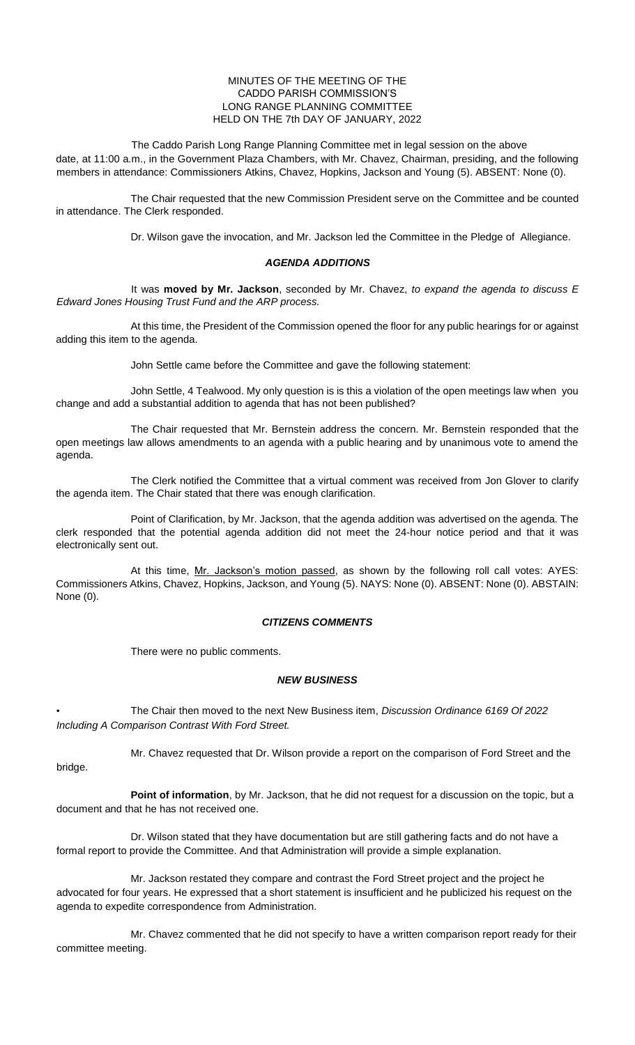MINUTES OF THE MEETING OF THE
CADDO PARISH COMMISSION'S
LONG RANGE PLANNING COMMITTEE
HELD ON THE 7th DAY OF JANUARY, 2022

The Caddo Parish Long Range Planning Committee met in legal session on the above date, at 11:00 a.m., in the Government Plaza Chambers, with Mr. Chavez, Chairman, presiding, and the following members in attendance: Commissioners Atkins, Chavez, Hopkins, Jackson and Young (5). ABSENT: None (0).

The Chair requested that the new Commission President serve on the Committee and be counted in attendance. The Clerk responded.

Dr. Wilson gave the invocation, and Mr. Jackson led the Committee in the Pledge of Allegiance.

***AGENDA ADDITIONS***

It was **moved by Mr. Jackson**, seconded by Mr. Chavez, *to expand the agenda to discuss E Edward Jones Housing Trust Fund and the ARP process.*

At this time, the President of the Commission opened the floor for any public hearings for or against adding this item to the agenda.

John Settle came before the Committee and gave the following statement:

John Settle, 4 Tealwood. My only question is is this a violation of the open meetings law when you change and add a substantial addition to agenda that has not been published?

The Chair requested that Mr. Bernstein address the concern. Mr. Bernstein responded that the open meetings law allows amendments to an agenda with a public hearing and by unanimous vote to amend the agenda.

The Clerk notified the Committee that a virtual comment was received from Jon Glover to clarify the agenda item. The Chair stated that there was enough clarification.

Point of Clarification, by Mr. Jackson, that the agenda addition was advertised on the agenda. The clerk responded that the potential agenda addition did not meet the 24-hour notice period and that it was electronically sent out.

At this time, Mr. Jackson's motion passed, as shown by the following roll call votes: AYES: Commissioners Atkins, Chavez, Hopkins, Jackson, and Young (5). NAYS: None (0). ABSENT: None (0). ABSTAIN: None (0).

***CITIZENS COMMENTS***

There were no public comments.

***NEW BUSINESS***

- The Chair then moved to the next New Business item, *Discussion Ordinance 6169 Of 2022 Including A Comparison Contrast With Ford Street.*

Mr. Chavez requested that Dr. Wilson provide a report on the comparison of Ford Street and the bridge.

**Point of information**, by Mr. Jackson, that he did not request for a discussion on the topic, but a document and that he has not received one.

Dr. Wilson stated that they have documentation but are still gathering facts and do not have a formal report to provide the Committee. And that Administration will provide a simple explanation.

Mr. Jackson restated they compare and contrast the Ford Street project and the project he advocated for four years. He expressed that a short statement is insufficient and he publicized his request on the agenda to expedite correspondence from Administration.

Mr. Chavez commented that he did not specify to have a written comparison report ready for their committee meeting.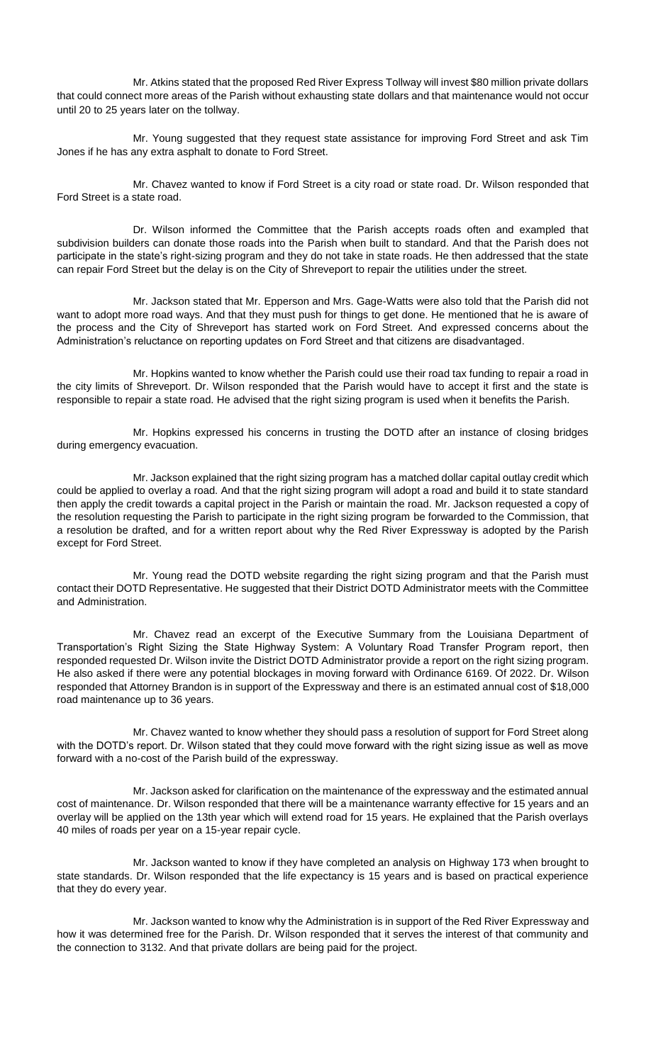Mr. Atkins stated that the proposed Red River Express Tollway will invest $80 million private dollars that could connect more areas of the Parish without exhausting state dollars and that maintenance would not occur until 20 to 25 years later on the tollway.

Mr. Young suggested that they request state assistance for improving Ford Street and ask Tim Jones if he has any extra asphalt to donate to Ford Street.

Mr. Chavez wanted to know if Ford Street is a city road or state road. Dr. Wilson responded that Ford Street is a state road.

Dr. Wilson informed the Committee that the Parish accepts roads often and exampled that subdivision builders can donate those roads into the Parish when built to standard. And that the Parish does not participate in the state's right-sizing program and they do not take in state roads. He then addressed that the state can repair Ford Street but the delay is on the City of Shreveport to repair the utilities under the street.

Mr. Jackson stated that Mr. Epperson and Mrs. Gage-Watts were also told that the Parish did not want to adopt more road ways. And that they must push for things to get done. He mentioned that he is aware of the process and the City of Shreveport has started work on Ford Street. And expressed concerns about the Administration's reluctance on reporting updates on Ford Street and that citizens are disadvantaged.

Mr. Hopkins wanted to know whether the Parish could use their road tax funding to repair a road in the city limits of Shreveport. Dr. Wilson responded that the Parish would have to accept it first and the state is responsible to repair a state road. He advised that the right sizing program is used when it benefits the Parish.

Mr. Hopkins expressed his concerns in trusting the DOTD after an instance of closing bridges during emergency evacuation.

Mr. Jackson explained that the right sizing program has a matched dollar capital outlay credit which could be applied to overlay a road. And that the right sizing program will adopt a road and build it to state standard then apply the credit towards a capital project in the Parish or maintain the road. Mr. Jackson requested a copy of the resolution requesting the Parish to participate in the right sizing program be forwarded to the Commission, that a resolution be drafted, and for a written report about why the Red River Expressway is adopted by the Parish except for Ford Street.

Mr. Young read the DOTD website regarding the right sizing program and that the Parish must contact their DOTD Representative. He suggested that their District DOTD Administrator meets with the Committee and Administration.

Mr. Chavez read an excerpt of the Executive Summary from the Louisiana Department of Transportation's Right Sizing the State Highway System: A Voluntary Road Transfer Program report, then responded requested Dr. Wilson invite the District DOTD Administrator provide a report on the right sizing program. He also asked if there were any potential blockages in moving forward with Ordinance 6169. Of 2022. Dr. Wilson responded that Attorney Brandon is in support of the Expressway and there is an estimated annual cost of $18,000 road maintenance up to 36 years.

Mr. Chavez wanted to know whether they should pass a resolution of support for Ford Street along with the DOTD's report. Dr. Wilson stated that they could move forward with the right sizing issue as well as move forward with a no-cost of the Parish build of the expressway.

Mr. Jackson asked for clarification on the maintenance of the expressway and the estimated annual cost of maintenance. Dr. Wilson responded that there will be a maintenance warranty effective for 15 years and an overlay will be applied on the 13th year which will extend road for 15 years. He explained that the Parish overlays 40 miles of roads per year on a 15-year repair cycle.

Mr. Jackson wanted to know if they have completed an analysis on Highway 173 when brought to state standards. Dr. Wilson responded that the life expectancy is 15 years and is based on practical experience that they do every year.

Mr. Jackson wanted to know why the Administration is in support of the Red River Expressway and how it was determined free for the Parish. Dr. Wilson responded that it serves the interest of that community and the connection to 3132. And that private dollars are being paid for the project.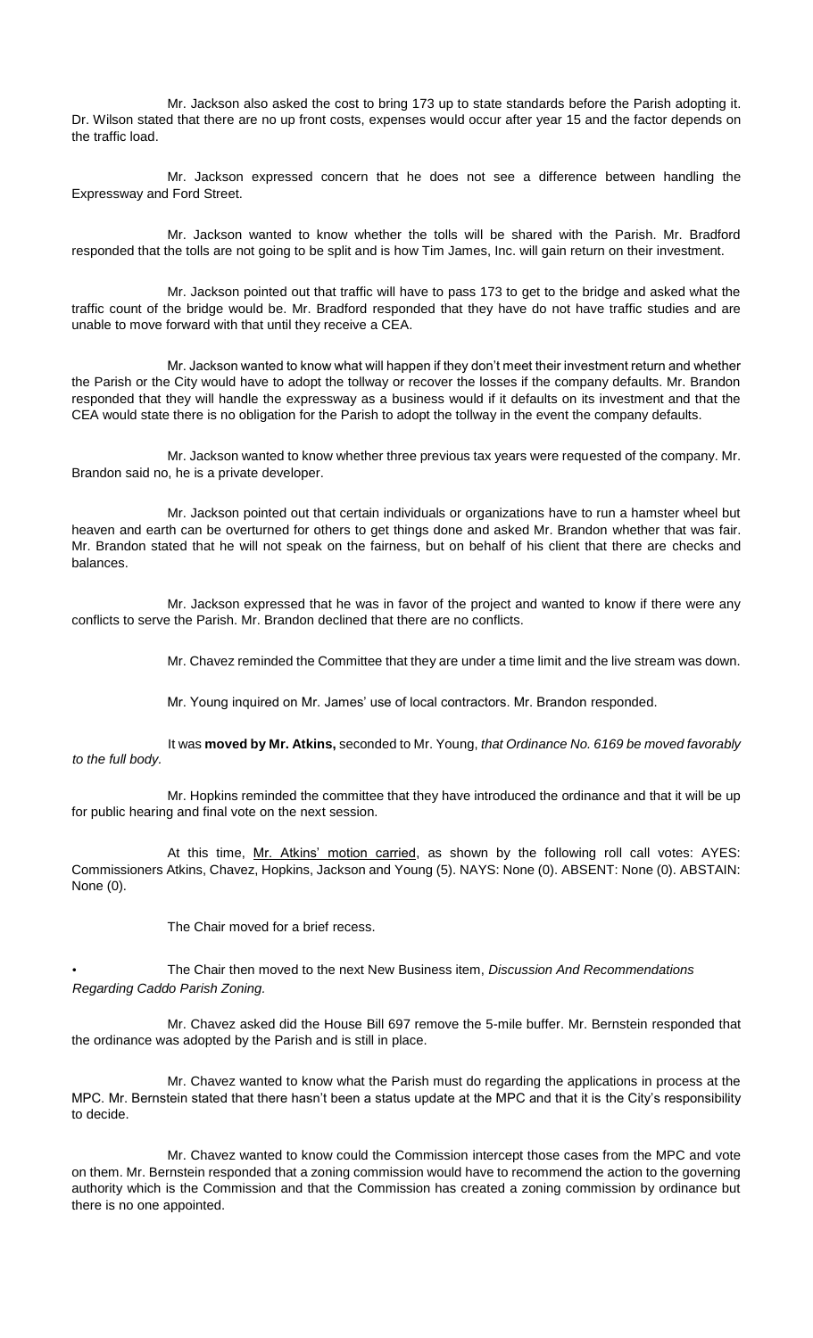Mr. Jackson also asked the cost to bring 173 up to state standards before the Parish adopting it. Dr. Wilson stated that there are no up front costs, expenses would occur after year 15 and the factor depends on the traffic load.

Mr. Jackson expressed concern that he does not see a difference between handling the Expressway and Ford Street.

Mr. Jackson wanted to know whether the tolls will be shared with the Parish. Mr. Bradford responded that the tolls are not going to be split and is how Tim James, Inc. will gain return on their investment.

Mr. Jackson pointed out that traffic will have to pass 173 to get to the bridge and asked what the traffic count of the bridge would be. Mr. Bradford responded that they have do not have traffic studies and are unable to move forward with that until they receive a CEA.

Mr. Jackson wanted to know what will happen if they don't meet their investment return and whether the Parish or the City would have to adopt the tollway or recover the losses if the company defaults. Mr. Brandon responded that they will handle the expressway as a business would if it defaults on its investment and that the CEA would state there is no obligation for the Parish to adopt the tollway in the event the company defaults.

Mr. Jackson wanted to know whether three previous tax years were requested of the company. Mr. Brandon said no, he is a private developer.

Mr. Jackson pointed out that certain individuals or organizations have to run a hamster wheel but heaven and earth can be overturned for others to get things done and asked Mr. Brandon whether that was fair. Mr. Brandon stated that he will not speak on the fairness, but on behalf of his client that there are checks and balances.

Mr. Jackson expressed that he was in favor of the project and wanted to know if there were any conflicts to serve the Parish. Mr. Brandon declined that there are no conflicts.

Mr. Chavez reminded the Committee that they are under a time limit and the live stream was down.

Mr. Young inquired on Mr. James' use of local contractors. Mr. Brandon responded.

It was **moved by Mr. Atkins,** seconded to Mr. Young, *that Ordinance No. 6169 be moved favorably to the full body.*

Mr. Hopkins reminded the committee that they have introduced the ordinance and that it will be up for public hearing and final vote on the next session.

At this time, <u>Mr. Atkins' motion carried</u>, as shown by the following roll call votes: AYES: Commissioners Atkins, Chavez, Hopkins, Jackson and Young (5). NAYS: None (0). ABSENT: None (0). ABSTAIN: None (0).

The Chair moved for a brief recess.

• The Chair then moved to the next New Business item, *Discussion And Recommendations Regarding Caddo Parish Zoning.*

Mr. Chavez asked did the House Bill 697 remove the 5-mile buffer. Mr. Bernstein responded that the ordinance was adopted by the Parish and is still in place.

Mr. Chavez wanted to know what the Parish must do regarding the applications in process at the MPC. Mr. Bernstein stated that there hasn't been a status update at the MPC and that it is the City's responsibility to decide.

Mr. Chavez wanted to know could the Commission intercept those cases from the MPC and vote on them. Mr. Bernstein responded that a zoning commission would have to recommend the action to the governing authority which is the Commission and that the Commission has created a zoning commission by ordinance but there is no one appointed.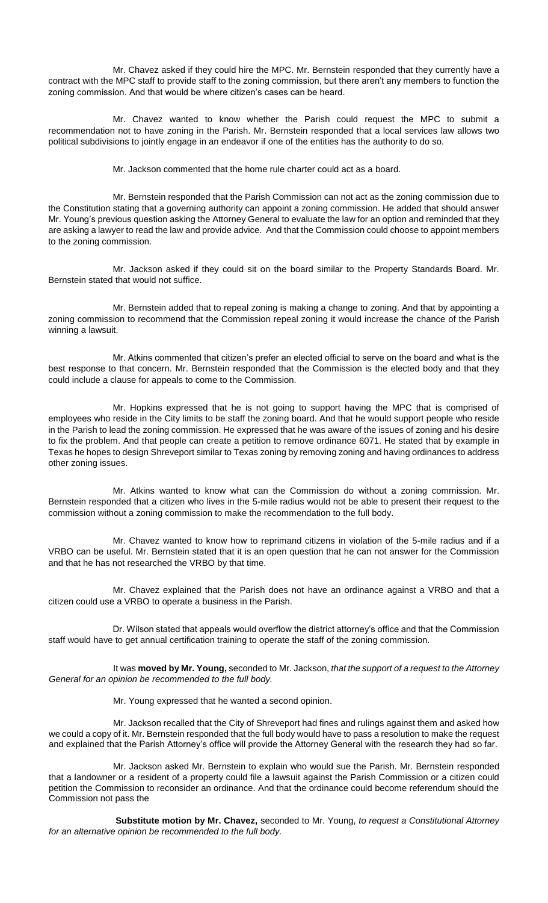Mr. Chavez asked if they could hire the MPC. Mr. Bernstein responded that they currently have a contract with the MPC staff to provide staff to the zoning commission, but there aren't any members to function the zoning commission. And that would be where citizen's cases can be heard.

Mr. Chavez wanted to know whether the Parish could request the MPC to submit a recommendation not to have zoning in the Parish. Mr. Bernstein responded that a local services law allows two political subdivisions to jointly engage in an endeavor if one of the entities has the authority to do so.

Mr. Jackson commented that the home rule charter could act as a board.

Mr. Bernstein responded that the Parish Commission can not act as the zoning commission due to the Constitution stating that a governing authority can appoint a zoning commission. He added that should answer Mr. Young's previous question asking the Attorney General to evaluate the law for an option and reminded that they are asking a lawyer to read the law and provide advice. And that the Commission could choose to appoint members to the zoning commission.

Mr. Jackson asked if they could sit on the board similar to the Property Standards Board. Mr. Bernstein stated that would not suffice.

Mr. Bernstein added that to repeal zoning is making a change to zoning. And that by appointing a zoning commission to recommend that the Commission repeal zoning it would increase the chance of the Parish winning a lawsuit.

Mr. Atkins commented that citizen's prefer an elected official to serve on the board and what is the best response to that concern. Mr. Bernstein responded that the Commission is the elected body and that they could include a clause for appeals to come to the Commission.

Mr. Hopkins expressed that he is not going to support having the MPC that is comprised of employees who reside in the City limits to be staff the zoning board. And that he would support people who reside in the Parish to lead the zoning commission. He expressed that he was aware of the issues of zoning and his desire to fix the problem. And that people can create a petition to remove ordinance 6071. He stated that by example in Texas he hopes to design Shreveport similar to Texas zoning by removing zoning and having ordinances to address other zoning issues.

Mr. Atkins wanted to know what can the Commission do without a zoning commission. Mr. Bernstein responded that a citizen who lives in the 5-mile radius would not be able to present their request to the commission without a zoning commission to make the recommendation to the full body.

Mr. Chavez wanted to know how to reprimand citizens in violation of the 5-mile radius and if a VRBO can be useful. Mr. Bernstein stated that it is an open question that he can not answer for the Commission and that he has not researched the VRBO by that time.

Mr. Chavez explained that the Parish does not have an ordinance against a VRBO and that a citizen could use a VRBO to operate a business in the Parish.

Dr. Wilson stated that appeals would overflow the district attorney's office and that the Commission staff would have to get annual certification training to operate the staff of the zoning commission.

It was **moved by Mr. Young,** seconded to Mr. Jackson, *that the support of a request to the Attorney General for an opinion be recommended to the full body.*

Mr. Young expressed that he wanted a second opinion.

Mr. Jackson recalled that the City of Shreveport had fines and rulings against them and asked how we could a copy of it. Mr. Bernstein responded that the full body would have to pass a resolution to make the request and explained that the Parish Attorney's office will provide the Attorney General with the research they had so far.

Mr. Jackson asked Mr. Bernstein to explain who would sue the Parish. Mr. Bernstein responded that a landowner or a resident of a property could file a lawsuit against the Parish Commission or a citizen could petition the Commission to reconsider an ordinance. And that the ordinance could become referendum should the Commission not pass the

**Substitute motion by Mr. Chavez,** seconded to Mr. Young, *to request a Constitutional Attorney for an alternative opinion be recommended to the full body.*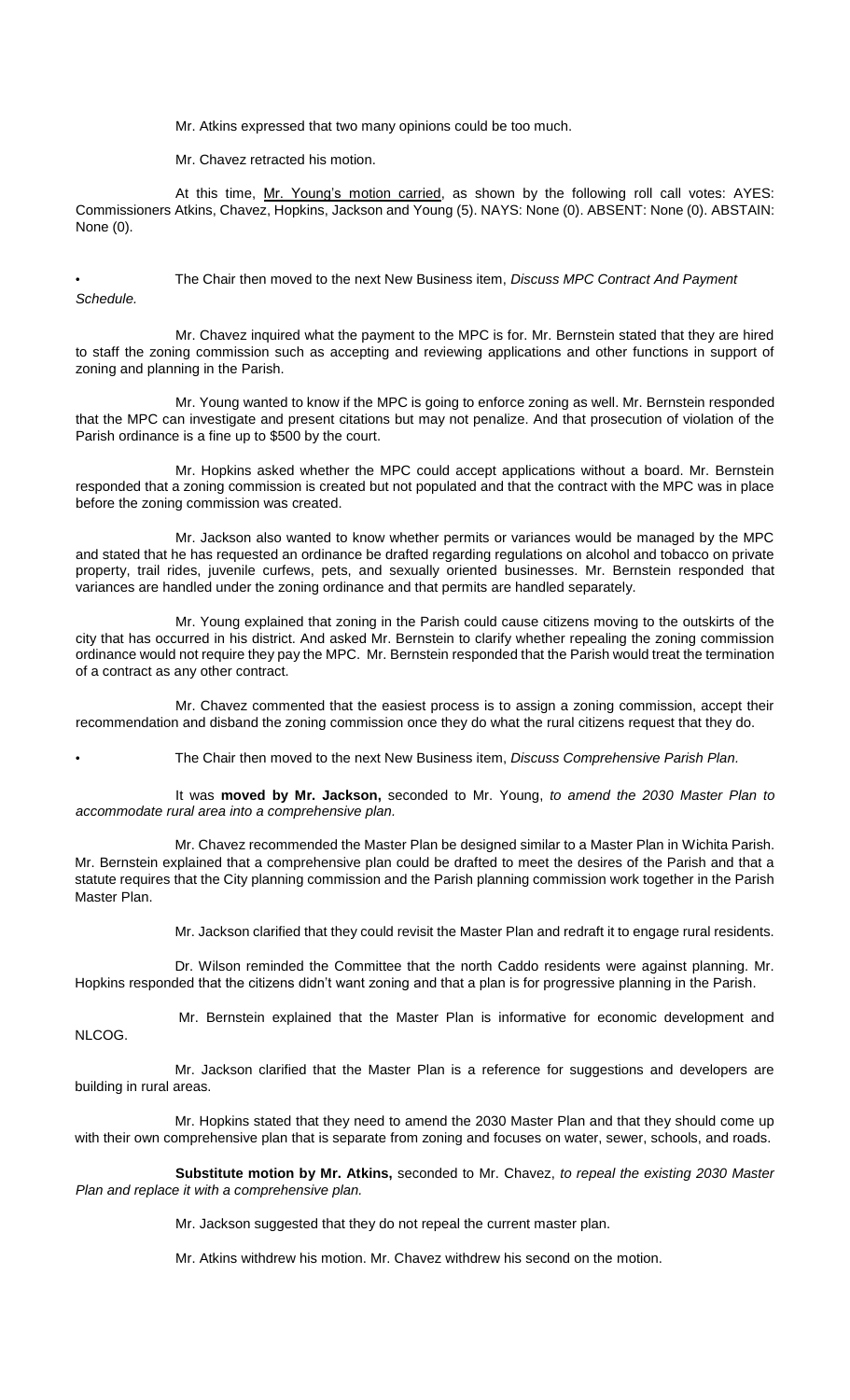Mr. Atkins expressed that two many opinions could be too much.

Mr. Chavez retracted his motion.

At this time, Mr. Young's motion carried, as shown by the following roll call votes: AYES: Commissioners Atkins, Chavez, Hopkins, Jackson and Young (5). NAYS: None (0). ABSENT: None (0). ABSTAIN: None (0).

• The Chair then moved to the next New Business item, *Discuss MPC Contract And Payment Schedule.*

Mr. Chavez inquired what the payment to the MPC is for. Mr. Bernstein stated that they are hired to staff the zoning commission such as accepting and reviewing applications and other functions in support of zoning and planning in the Parish.

Mr. Young wanted to know if the MPC is going to enforce zoning as well. Mr. Bernstein responded that the MPC can investigate and present citations but may not penalize. And that prosecution of violation of the Parish ordinance is a fine up to $500 by the court.

Mr. Hopkins asked whether the MPC could accept applications without a board. Mr. Bernstein responded that a zoning commission is created but not populated and that the contract with the MPC was in place before the zoning commission was created.

Mr. Jackson also wanted to know whether permits or variances would be managed by the MPC and stated that he has requested an ordinance be drafted regarding regulations on alcohol and tobacco on private property, trail rides, juvenile curfews, pets, and sexually oriented businesses. Mr. Bernstein responded that variances are handled under the zoning ordinance and that permits are handled separately.

Mr. Young explained that zoning in the Parish could cause citizens moving to the outskirts of the city that has occurred in his district. And asked Mr. Bernstein to clarify whether repealing the zoning commission ordinance would not require they pay the MPC. Mr. Bernstein responded that the Parish would treat the termination of a contract as any other contract.

Mr. Chavez commented that the easiest process is to assign a zoning commission, accept their recommendation and disband the zoning commission once they do what the rural citizens request that they do.

• The Chair then moved to the next New Business item, *Discuss Comprehensive Parish Plan.*

It was **moved by Mr. Jackson,** seconded to Mr. Young, *to amend the 2030 Master Plan to accommodate rural area into a comprehensive plan.*

Mr. Chavez recommended the Master Plan be designed similar to a Master Plan in Wichita Parish. Mr. Bernstein explained that a comprehensive plan could be drafted to meet the desires of the Parish and that a statute requires that the City planning commission and the Parish planning commission work together in the Parish Master Plan.

Mr. Jackson clarified that they could revisit the Master Plan and redraft it to engage rural residents.

Dr. Wilson reminded the Committee that the north Caddo residents were against planning. Mr. Hopkins responded that the citizens didn't want zoning and that a plan is for progressive planning in the Parish.

Mr. Bernstein explained that the Master Plan is informative for economic development and NLCOG.

Mr. Jackson clarified that the Master Plan is a reference for suggestions and developers are building in rural areas.

Mr. Hopkins stated that they need to amend the 2030 Master Plan and that they should come up with their own comprehensive plan that is separate from zoning and focuses on water, sewer, schools, and roads.

**Substitute motion by Mr. Atkins,** seconded to Mr. Chavez, *to repeal the existing 2030 Master Plan and replace it with a comprehensive plan.*

Mr. Jackson suggested that they do not repeal the current master plan.

Mr. Atkins withdrew his motion. Mr. Chavez withdrew his second on the motion.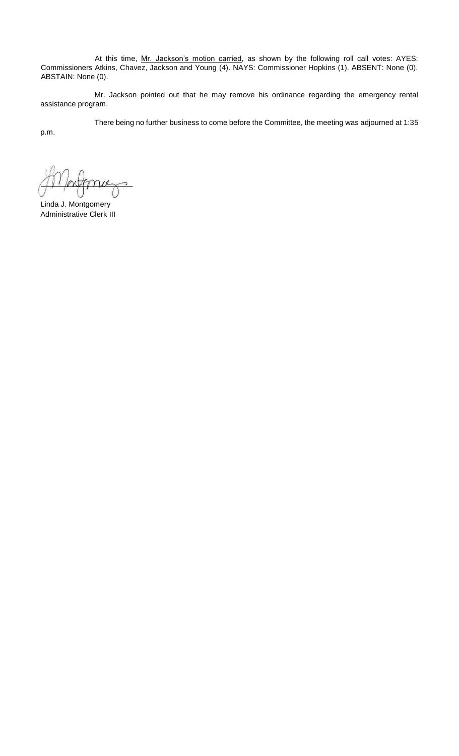At this time, <u>Mr. Jackson's motion carried</u>, as shown by the following roll call votes: AYES: Commissioners Atkins, Chavez, Jackson and Young (4). NAYS: Commissioner Hopkins (1). ABSENT: None (0). ABSTAIN: None (0).

Mr. Jackson pointed out that he may remove his ordinance regarding the emergency rental assistance program.

There being no further business to come before the Committee, the meeting was adjourned at 1:35 p.m.

Linda J. Montgomery
Administrative Clerk III